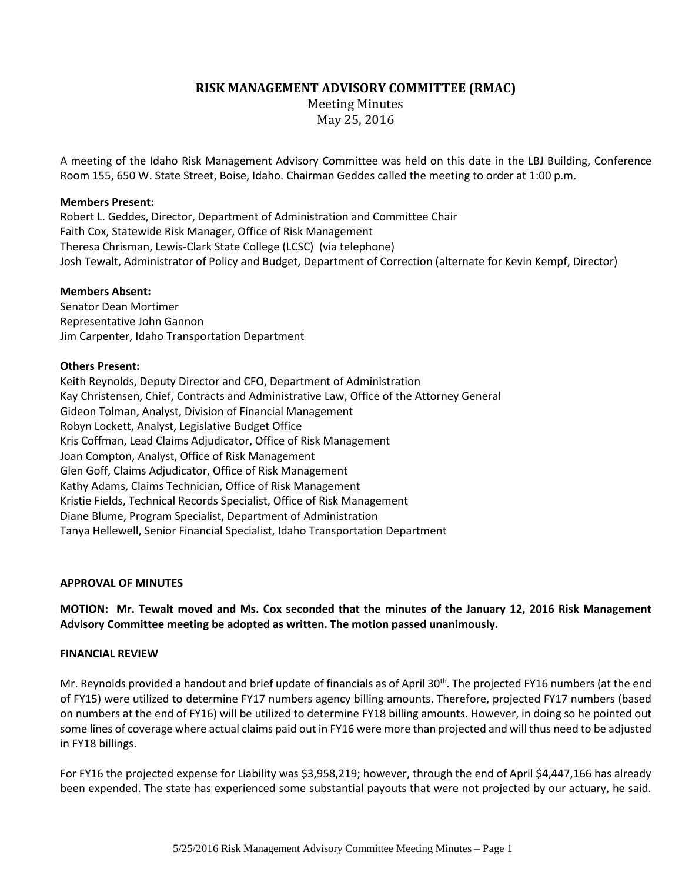# RISK MANAGEMENT ADVISORY COMMITTEE (RMAC)

Meeting Minutes
May 25, 2016

A meeting of the Idaho Risk Management Advisory Committee was held on this date in the LBJ Building, Conference Room 155, 650 W. State Street, Boise, Idaho. Chairman Geddes called the meeting to order at 1:00 p.m.

**Members Present:**
Robert L. Geddes, Director, Department of Administration and Committee Chair
Faith Cox, Statewide Risk Manager, Office of Risk Management
Theresa Chrisman, Lewis-Clark State College (LCSC) (via telephone)
Josh Tewalt, Administrator of Policy and Budget, Department of Correction (alternate for Kevin Kempf, Director)

**Members Absent:**
Senator Dean Mortimer
Representative John Gannon
Jim Carpenter, Idaho Transportation Department

**Others Present:**
Keith Reynolds, Deputy Director and CFO, Department of Administration
Kay Christensen, Chief, Contracts and Administrative Law, Office of the Attorney General
Gideon Tolman, Analyst, Division of Financial Management
Robyn Lockett, Analyst, Legislative Budget Office
Kris Coffman, Lead Claims Adjudicator, Office of Risk Management
Joan Compton, Analyst, Office of Risk Management
Glen Goff, Claims Adjudicator, Office of Risk Management
Kathy Adams, Claims Technician, Office of Risk Management
Kristie Fields, Technical Records Specialist, Office of Risk Management
Diane Blume, Program Specialist, Department of Administration
Tanya Hellewell, Senior Financial Specialist, Idaho Transportation Department

**APPROVAL OF MINUTES**

**MOTION: Mr. Tewalt moved and Ms. Cox seconded that the minutes of the January 12, 2016 Risk Management Advisory Committee meeting be adopted as written. The motion passed unanimously.**

**FINANCIAL REVIEW**

Mr. Reynolds provided a handout and brief update of financials as of April 30th. The projected FY16 numbers (at the end of FY15) were utilized to determine FY17 numbers agency billing amounts. Therefore, projected FY17 numbers (based on numbers at the end of FY16) will be utilized to determine FY18 billing amounts. However, in doing so he pointed out some lines of coverage where actual claims paid out in FY16 were more than projected and will thus need to be adjusted in FY18 billings.

For FY16 the projected expense for Liability was $3,958,219; however, through the end of April $4,447,166 has already been expended. The state has experienced some substantial payouts that were not projected by our actuary, he said.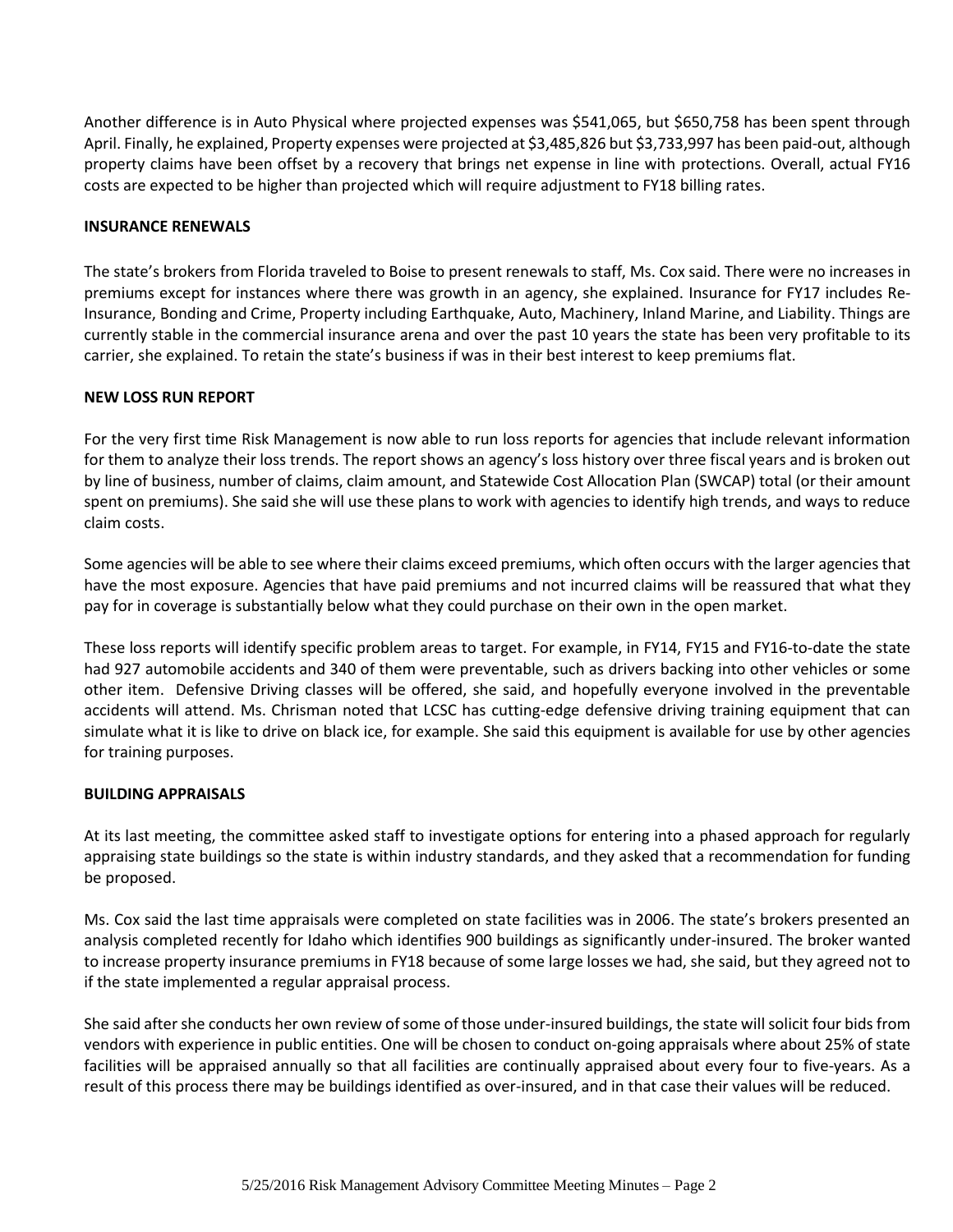Another difference is in Auto Physical where projected expenses was $541,065, but $650,758 has been spent through April. Finally, he explained, Property expenses were projected at $3,485,826 but $3,733,997 has been paid-out, although property claims have been offset by a recovery that brings net expense in line with protections. Overall, actual FY16 costs are expected to be higher than projected which will require adjustment to FY18 billing rates.

**INSURANCE RENEWALS**

The state's brokers from Florida traveled to Boise to present renewals to staff, Ms. Cox said. There were no increases in premiums except for instances where there was growth in an agency, she explained. Insurance for FY17 includes Re-Insurance, Bonding and Crime, Property including Earthquake, Auto, Machinery, Inland Marine, and Liability. Things are currently stable in the commercial insurance arena and over the past 10 years the state has been very profitable to its carrier, she explained. To retain the state's business if was in their best interest to keep premiums flat.

**NEW LOSS RUN REPORT**

For the very first time Risk Management is now able to run loss reports for agencies that include relevant information for them to analyze their loss trends. The report shows an agency's loss history over three fiscal years and is broken out by line of business, number of claims, claim amount, and Statewide Cost Allocation Plan (SWCAP) total (or their amount spent on premiums). She said she will use these plans to work with agencies to identify high trends, and ways to reduce claim costs.

Some agencies will be able to see where their claims exceed premiums, which often occurs with the larger agencies that have the most exposure. Agencies that have paid premiums and not incurred claims will be reassured that what they pay for in coverage is substantially below what they could purchase on their own in the open market.

These loss reports will identify specific problem areas to target. For example, in FY14, FY15 and FY16-to-date the state had 927 automobile accidents and 340 of them were preventable, such as drivers backing into other vehicles or some other item. Defensive Driving classes will be offered, she said, and hopefully everyone involved in the preventable accidents will attend. Ms. Chrisman noted that LCSC has cutting-edge defensive driving training equipment that can simulate what it is like to drive on black ice, for example. She said this equipment is available for use by other agencies for training purposes.

**BUILDING APPRAISALS**

At its last meeting, the committee asked staff to investigate options for entering into a phased approach for regularly appraising state buildings so the state is within industry standards, and they asked that a recommendation for funding be proposed.

Ms. Cox said the last time appraisals were completed on state facilities was in 2006. The state's brokers presented an analysis completed recently for Idaho which identifies 900 buildings as significantly under-insured. The broker wanted to increase property insurance premiums in FY18 because of some large losses we had, she said, but they agreed not to if the state implemented a regular appraisal process.

She said after she conducts her own review of some of those under-insured buildings, the state will solicit four bids from vendors with experience in public entities. One will be chosen to conduct on-going appraisals where about 25% of state facilities will be appraised annually so that all facilities are continually appraised about every four to five-years. As a result of this process there may be buildings identified as over-insured, and in that case their values will be reduced.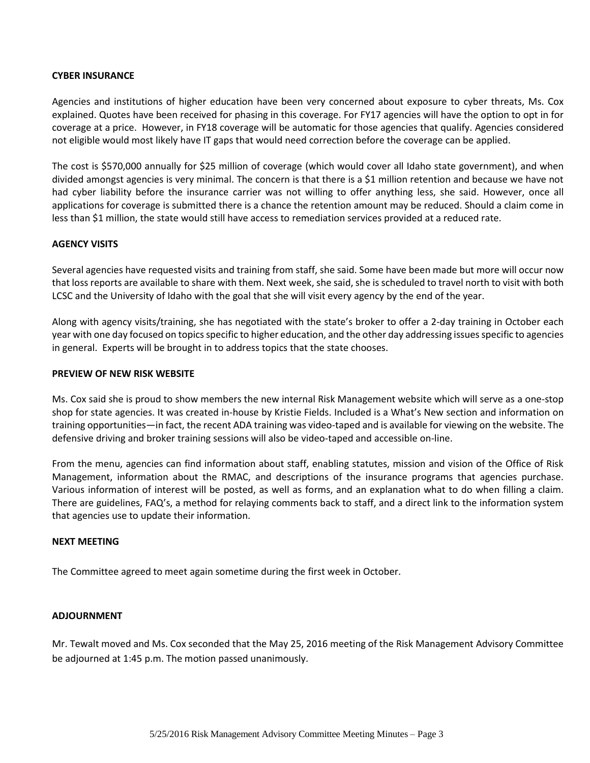**CYBER INSURANCE**

Agencies and institutions of higher education have been very concerned about exposure to cyber threats, Ms. Cox explained. Quotes have been received for phasing in this coverage. For FY17 agencies will have the option to opt in for coverage at a price. However, in FY18 coverage will be automatic for those agencies that qualify. Agencies considered not eligible would most likely have IT gaps that would need correction before the coverage can be applied.

The cost is $570,000 annually for $25 million of coverage (which would cover all Idaho state government), and when divided amongst agencies is very minimal. The concern is that there is a $1 million retention and because we have not had cyber liability before the insurance carrier was not willing to offer anything less, she said. However, once all applications for coverage is submitted there is a chance the retention amount may be reduced. Should a claim come in less than $1 million, the state would still have access to remediation services provided at a reduced rate.

**AGENCY VISITS**

Several agencies have requested visits and training from staff, she said. Some have been made but more will occur now that loss reports are available to share with them. Next week, she said, she is scheduled to travel north to visit with both LCSC and the University of Idaho with the goal that she will visit every agency by the end of the year.

Along with agency visits/training, she has negotiated with the state's broker to offer a 2-day training in October each year with one day focused on topics specific to higher education, and the other day addressing issues specific to agencies in general. Experts will be brought in to address topics that the state chooses.

**PREVIEW OF NEW RISK WEBSITE**

Ms. Cox said she is proud to show members the new internal Risk Management website which will serve as a one-stop shop for state agencies. It was created in-house by Kristie Fields. Included is a What's New section and information on training opportunities—in fact, the recent ADA training was video-taped and is available for viewing on the website. The defensive driving and broker training sessions will also be video-taped and accessible on-line.

From the menu, agencies can find information about staff, enabling statutes, mission and vision of the Office of Risk Management, information about the RMAC, and descriptions of the insurance programs that agencies purchase. Various information of interest will be posted, as well as forms, and an explanation what to do when filling a claim. There are guidelines, FAQ's, a method for relaying comments back to staff, and a direct link to the information system that agencies use to update their information.

**NEXT MEETING**

The Committee agreed to meet again sometime during the first week in October.

**ADJOURNMENT**

Mr. Tewalt moved and Ms. Cox seconded that the May 25, 2016 meeting of the Risk Management Advisory Committee be adjourned at 1:45 p.m. The motion passed unanimously.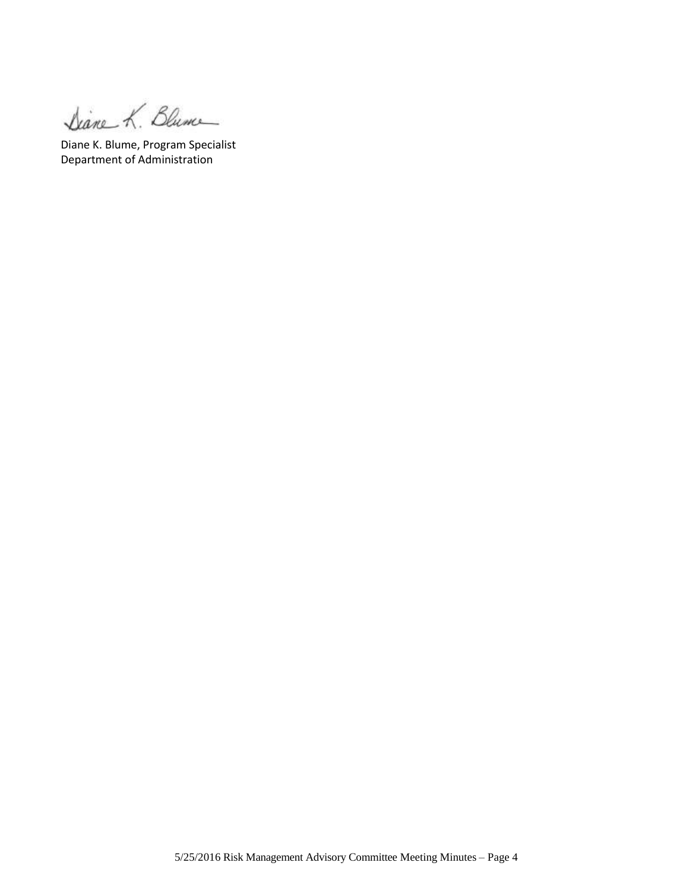Diane K. Blume

Diane K. Blume, Program Specialist
Department of Administration